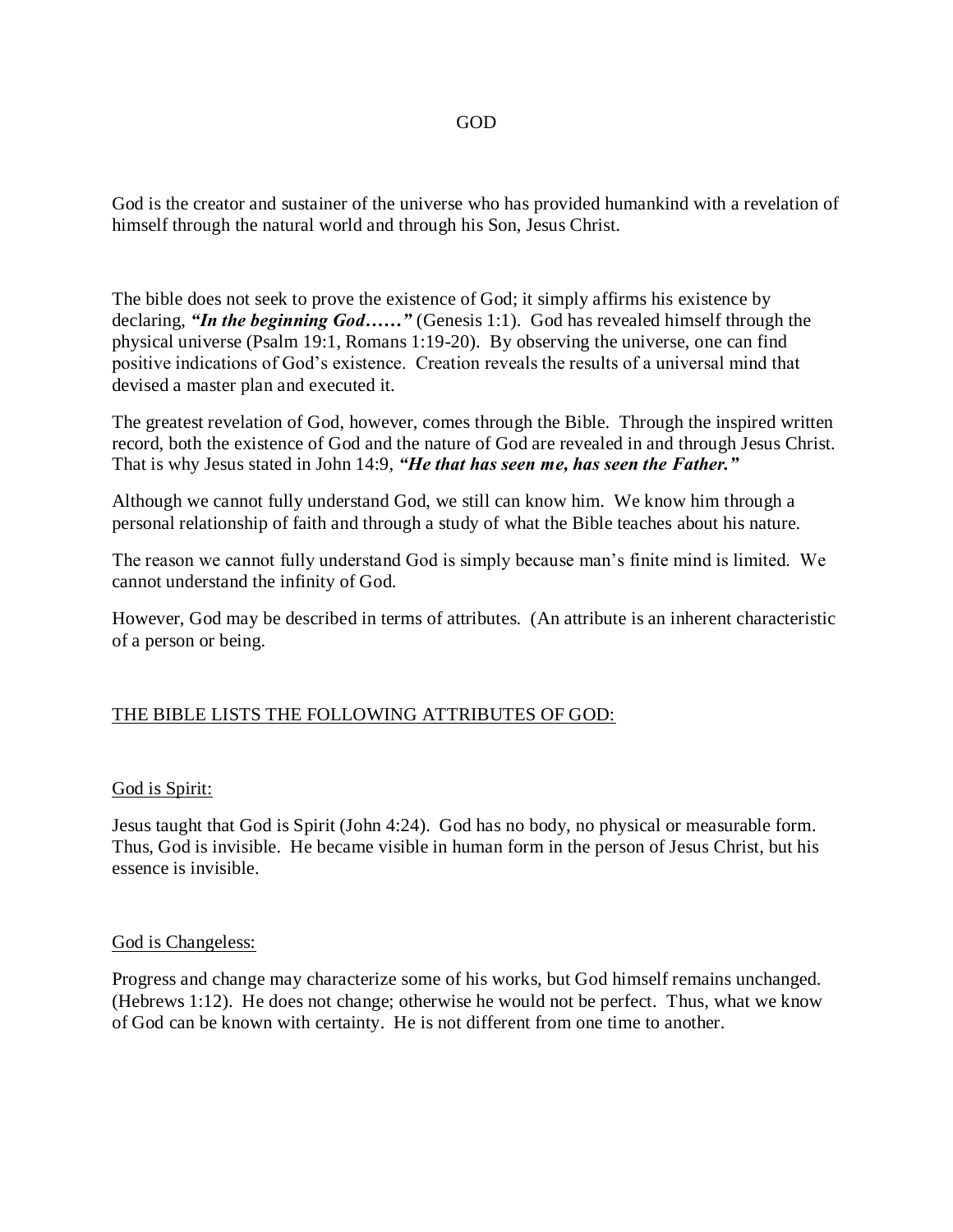# GOD

God is the creator and sustainer of the universe who has provided humankind with a revelation of himself through the natural world and through his Son, Jesus Christ.

The bible does not seek to prove the existence of God; it simply affirms his existence by declaring, ***"In the beginning God……"*** (Genesis 1:1). God has revealed himself through the physical universe (Psalm 19:1, Romans 1:19-20). By observing the universe, one can find positive indications of God's existence. Creation reveals the results of a universal mind that devised a master plan and executed it.

The greatest revelation of God, however, comes through the Bible. Through the inspired written record, both the existence of God and the nature of God are revealed in and through Jesus Christ. That is why Jesus stated in John 14:9, ***"He that has seen me, has seen the Father."***

Although we cannot fully understand God, we still can know him. We know him through a personal relationship of faith and through a study of what the Bible teaches about his nature.

The reason we cannot fully understand God is simply because man's finite mind is limited. We cannot understand the infinity of God.

However, God may be described in terms of attributes. (An attribute is an inherent characteristic of a person or being.

## THE BIBLE LISTS THE FOLLOWING ATTRIBUTES OF GOD:

### God is Spirit:

Jesus taught that God is Spirit (John 4:24). God has no body, no physical or measurable form. Thus, God is invisible. He became visible in human form in the person of Jesus Christ, but his essence is invisible.

### God is Changeless:

Progress and change may characterize some of his works, but God himself remains unchanged. (Hebrews 1:12). He does not change; otherwise he would not be perfect. Thus, what we know of God can be known with certainty. He is not different from one time to another.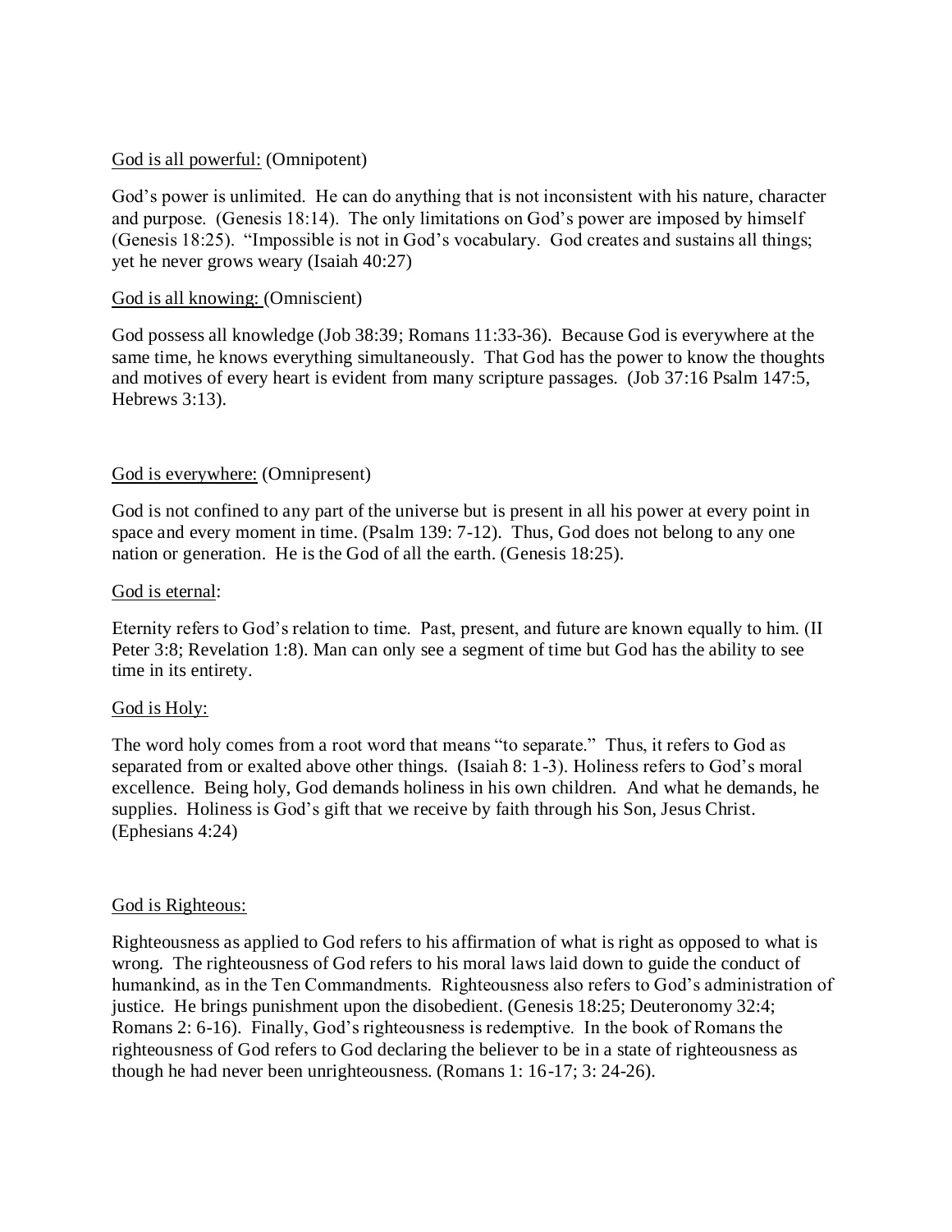<u>God is all powerful:</u> (Omnipotent)

God's power is unlimited. He can do anything that is not inconsistent with his nature, character and purpose. (Genesis 18:14). The only limitations on God's power are imposed by himself (Genesis 18:25). "Impossible is not in God's vocabulary. God creates and sustains all things; yet he never grows weary (Isaiah 40:27)

<u>God is all knowing:</u> (Omniscient)

God possess all knowledge (Job 38:39; Romans 11:33-36). Because God is everywhere at the same time, he knows everything simultaneously. That God has the power to know the thoughts and motives of every heart is evident from many scripture passages. (Job 37:16 Psalm 147:5, Hebrews 3:13).

<u>God is everywhere:</u> (Omnipresent)

God is not confined to any part of the universe but is present in all his power at every point in space and every moment in time. (Psalm 139: 7-12). Thus, God does not belong to any one nation or generation. He is the God of all the earth. (Genesis 18:25).

<u>God is eternal</u>:

Eternity refers to God's relation to time. Past, present, and future are known equally to him. (II Peter 3:8; Revelation 1:8). Man can only see a segment of time but God has the ability to see time in its entirety.

<u>God is Holy:</u>

The word holy comes from a root word that means "to separate." Thus, it refers to God as separated from or exalted above other things. (Isaiah 8: 1-3). Holiness refers to God's moral excellence. Being holy, God demands holiness in his own children. And what he demands, he supplies. Holiness is God's gift that we receive by faith through his Son, Jesus Christ. (Ephesians 4:24)

<u>God is Righteous:</u>

Righteousness as applied to God refers to his affirmation of what is right as opposed to what is wrong. The righteousness of God refers to his moral laws laid down to guide the conduct of humankind, as in the Ten Commandments. Righteousness also refers to God's administration of justice. He brings punishment upon the disobedient. (Genesis 18:25; Deuteronomy 32:4; Romans 2: 6-16). Finally, God's righteousness is redemptive. In the book of Romans the righteousness of God refers to God declaring the believer to be in a state of righteousness as though he had never been unrighteousness. (Romans 1: 16-17; 3: 24-26).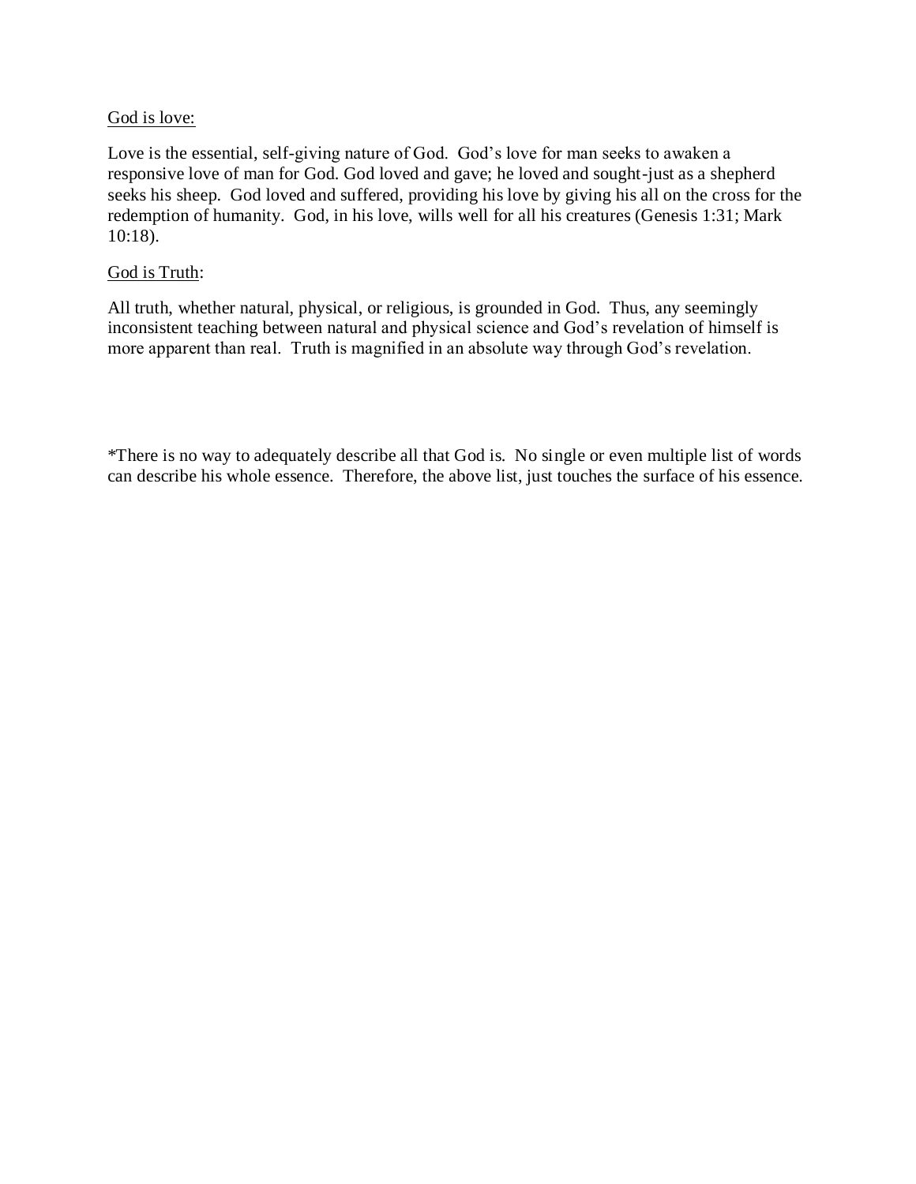<u>God is love:</u>

Love is the essential, self-giving nature of God. God's love for man seeks to awaken a responsive love of man for God. God loved and gave; he loved and sought-just as a shepherd seeks his sheep. God loved and suffered, providing his love by giving his all on the cross for the redemption of humanity. God, in his love, wills well for all his creatures (Genesis 1:31; Mark 10:18).

<u>God is Truth</u>:

All truth, whether natural, physical, or religious, is grounded in God. Thus, any seemingly inconsistent teaching between natural and physical science and God's revelation of himself is more apparent than real. Truth is magnified in an absolute way through God's revelation.

*There is no way to adequately describe all that God is. No single or even multiple list of words can describe his whole essence. Therefore, the above list, just touches the surface of his essence.